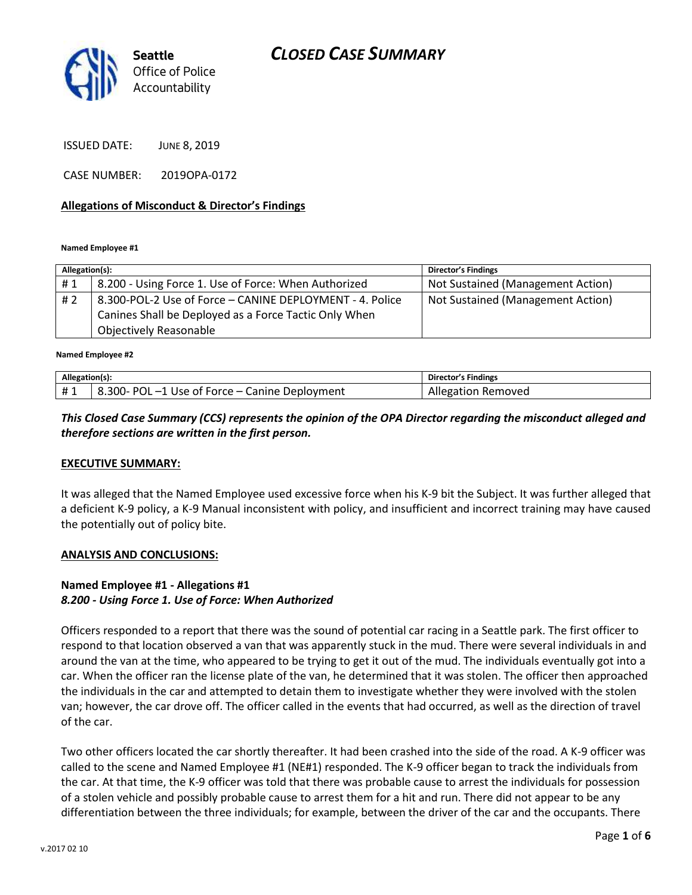Seattle Office of Police Accountability

# CLOSED CASE SUMMARY

ISSUED DATE: JUNE 8, 2019

CASE NUMBER: 2019OPA-0172

**Allegations of Misconduct & Director's Findings**

**Named Employee #1**

| Allegation(s): | | Director's Findings |
|---|---|---|
| # 1 | 8.200 - Using Force 1. Use of Force: When Authorized | Not Sustained (Management Action) |
| # 2 | 8.300-POL-2 Use of Force – CANINE DEPLOYMENT - 4. Police Canines Shall be Deployed as a Force Tactic Only When Objectively Reasonable | Not Sustained (Management Action) |

**Named Employee #2**

| Allegation(s): | | Director's Findings |
|---|---|---|
| # 1 | 8.300- POL –1 Use of Force – Canine Deployment | Allegation Removed |

***This Closed Case Summary (CCS) represents the opinion of the OPA Director regarding the misconduct alleged and therefore sections are written in the first person.***

**EXECUTIVE SUMMARY:**

It was alleged that the Named Employee used excessive force when his K-9 bit the Subject. It was further alleged that a deficient K-9 policy, a K-9 Manual inconsistent with policy, and insufficient and incorrect training may have caused the potentially out of policy bite.

**ANALYSIS AND CONCLUSIONS:**

**Named Employee #1 - Allegations #1**
***8.200 - Using Force 1. Use of Force: When Authorized***

Officers responded to a report that there was the sound of potential car racing in a Seattle park. The first officer to respond to that location observed a van that was apparently stuck in the mud. There were several individuals in and around the van at the time, who appeared to be trying to get it out of the mud. The individuals eventually got into a car. When the officer ran the license plate of the van, he determined that it was stolen. The officer then approached the individuals in the car and attempted to detain them to investigate whether they were involved with the stolen van; however, the car drove off. The officer called in the events that had occurred, as well as the direction of travel of the car.

Two other officers located the car shortly thereafter. It had been crashed into the side of the road. A K-9 officer was called to the scene and Named Employee #1 (NE#1) responded. The K-9 officer began to track the individuals from the car. At that time, the K-9 officer was told that there was probable cause to arrest the individuals for possession of a stolen vehicle and possibly probable cause to arrest them for a hit and run. There did not appear to be any differentiation between the three individuals; for example, between the driver of the car and the occupants. There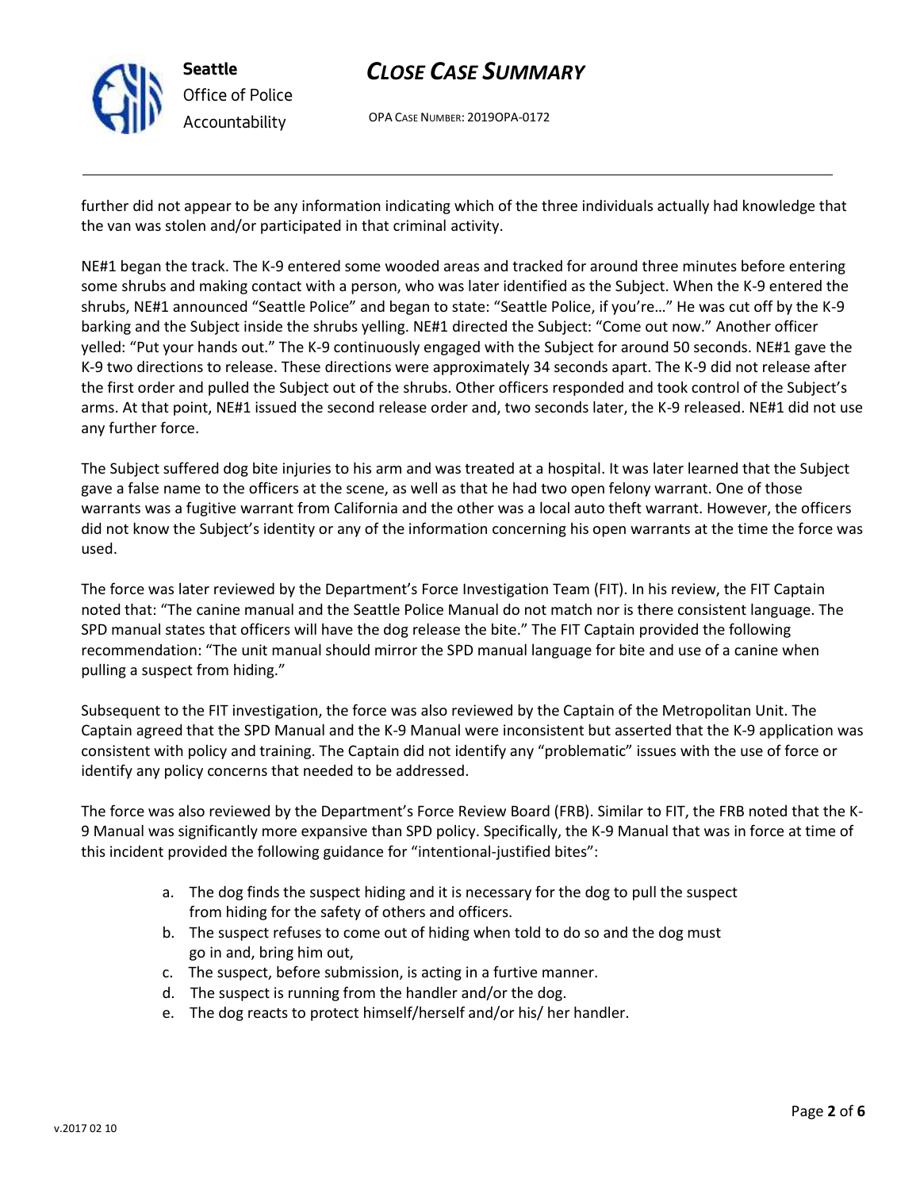further did not appear to be any information indicating which of the three individuals actually had knowledge that the van was stolen and/or participated in that criminal activity.

NE#1 began the track. The K-9 entered some wooded areas and tracked for around three minutes before entering some shrubs and making contact with a person, who was later identified as the Subject. When the K-9 entered the shrubs, NE#1 announced "Seattle Police" and began to state: "Seattle Police, if you're…" He was cut off by the K-9 barking and the Subject inside the shrubs yelling. NE#1 directed the Subject: "Come out now." Another officer yelled: "Put your hands out." The K-9 continuously engaged with the Subject for around 50 seconds. NE#1 gave the K-9 two directions to release. These directions were approximately 34 seconds apart. The K-9 did not release after the first order and pulled the Subject out of the shrubs. Other officers responded and took control of the Subject's arms. At that point, NE#1 issued the second release order and, two seconds later, the K-9 released. NE#1 did not use any further force.

The Subject suffered dog bite injuries to his arm and was treated at a hospital. It was later learned that the Subject gave a false name to the officers at the scene, as well as that he had two open felony warrant. One of those warrants was a fugitive warrant from California and the other was a local auto theft warrant. However, the officers did not know the Subject's identity or any of the information concerning his open warrants at the time the force was used.

The force was later reviewed by the Department's Force Investigation Team (FIT). In his review, the FIT Captain noted that: "The canine manual and the Seattle Police Manual do not match nor is there consistent language. The SPD manual states that officers will have the dog release the bite." The FIT Captain provided the following recommendation: "The unit manual should mirror the SPD manual language for bite and use of a canine when pulling a suspect from hiding."

Subsequent to the FIT investigation, the force was also reviewed by the Captain of the Metropolitan Unit. The Captain agreed that the SPD Manual and the K-9 Manual were inconsistent but asserted that the K-9 application was consistent with policy and training. The Captain did not identify any "problematic" issues with the use of force or identify any policy concerns that needed to be addressed.

The force was also reviewed by the Department's Force Review Board (FRB). Similar to FIT, the FRB noted that the K-9 Manual was significantly more expansive than SPD policy. Specifically, the K-9 Manual that was in force at time of this incident provided the following guidance for "intentional-justified bites":

a. The dog finds the suspect hiding and it is necessary for the dog to pull the suspect from hiding for the safety of others and officers.
b. The suspect refuses to come out of hiding when told to do so and the dog must go in and, bring him out,
c. The suspect, before submission, is acting in a furtive manner.
d. The suspect is running from the handler and/or the dog.
e. The dog reacts to protect himself/herself and/or his/ her handler.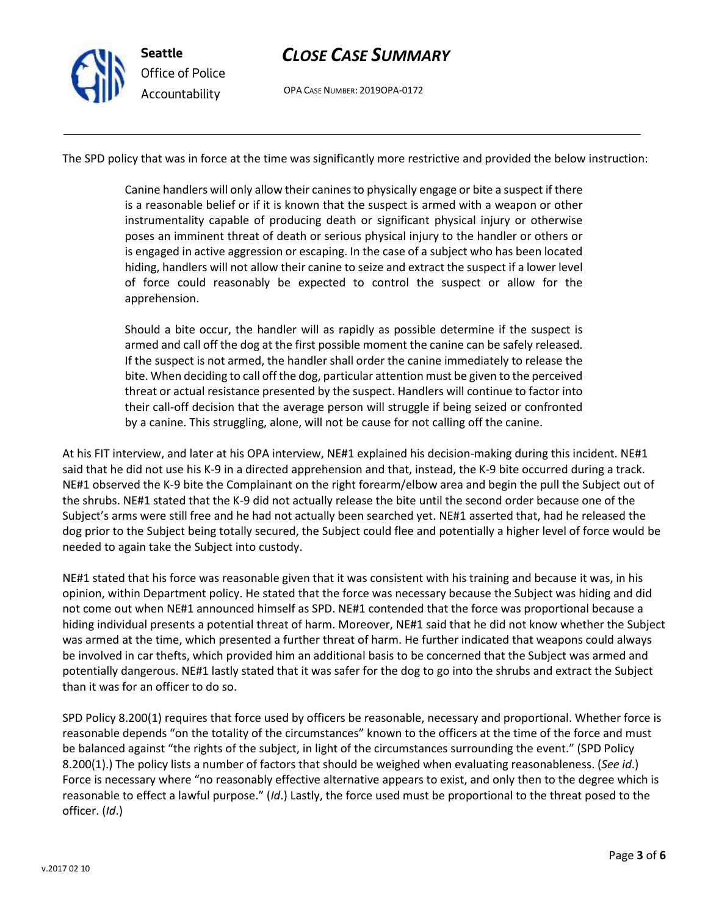The SPD policy that was in force at the time was significantly more restrictive and provided the below instruction:

> Canine handlers will only allow their canines to physically engage or bite a suspect if there is a reasonable belief or if it is known that the suspect is armed with a weapon or other instrumentality capable of producing death or significant physical injury or otherwise poses an imminent threat of death or serious physical injury to the handler or others or is engaged in active aggression or escaping. In the case of a subject who has been located hiding, handlers will not allow their canine to seize and extract the suspect if a lower level of force could reasonably be expected to control the suspect or allow for the apprehension.
>
> Should a bite occur, the handler will as rapidly as possible determine if the suspect is armed and call off the dog at the first possible moment the canine can be safely released. If the suspect is not armed, the handler shall order the canine immediately to release the bite. When deciding to call off the dog, particular attention must be given to the perceived threat or actual resistance presented by the suspect. Handlers will continue to factor into their call-off decision that the average person will struggle if being seized or confronted by a canine. This struggling, alone, will not be cause for not calling off the canine.

At his FIT interview, and later at his OPA interview, NE#1 explained his decision-making during this incident. NE#1 said that he did not use his K-9 in a directed apprehension and that, instead, the K-9 bite occurred during a track. NE#1 observed the K-9 bite the Complainant on the right forearm/elbow area and begin the pull the Subject out of the shrubs. NE#1 stated that the K-9 did not actually release the bite until the second order because one of the Subject's arms were still free and he had not actually been searched yet. NE#1 asserted that, had he released the dog prior to the Subject being totally secured, the Subject could flee and potentially a higher level of force would be needed to again take the Subject into custody.

NE#1 stated that his force was reasonable given that it was consistent with his training and because it was, in his opinion, within Department policy. He stated that the force was necessary because the Subject was hiding and did not come out when NE#1 announced himself as SPD. NE#1 contended that the force was proportional because a hiding individual presents a potential threat of harm. Moreover, NE#1 said that he did not know whether the Subject was armed at the time, which presented a further threat of harm. He further indicated that weapons could always be involved in car thefts, which provided him an additional basis to be concerned that the Subject was armed and potentially dangerous. NE#1 lastly stated that it was safer for the dog to go into the shrubs and extract the Subject than it was for an officer to do so.

SPD Policy 8.200(1) requires that force used by officers be reasonable, necessary and proportional. Whether force is reasonable depends "on the totality of the circumstances" known to the officers at the time of the force and must be balanced against "the rights of the subject, in light of the circumstances surrounding the event." (SPD Policy 8.200(1).) The policy lists a number of factors that should be weighed when evaluating reasonableness. (*See id.*) Force is necessary where "no reasonably effective alternative appears to exist, and only then to the degree which is reasonable to effect a lawful purpose." (*Id.*) Lastly, the force used must be proportional to the threat posed to the officer. (*Id.*)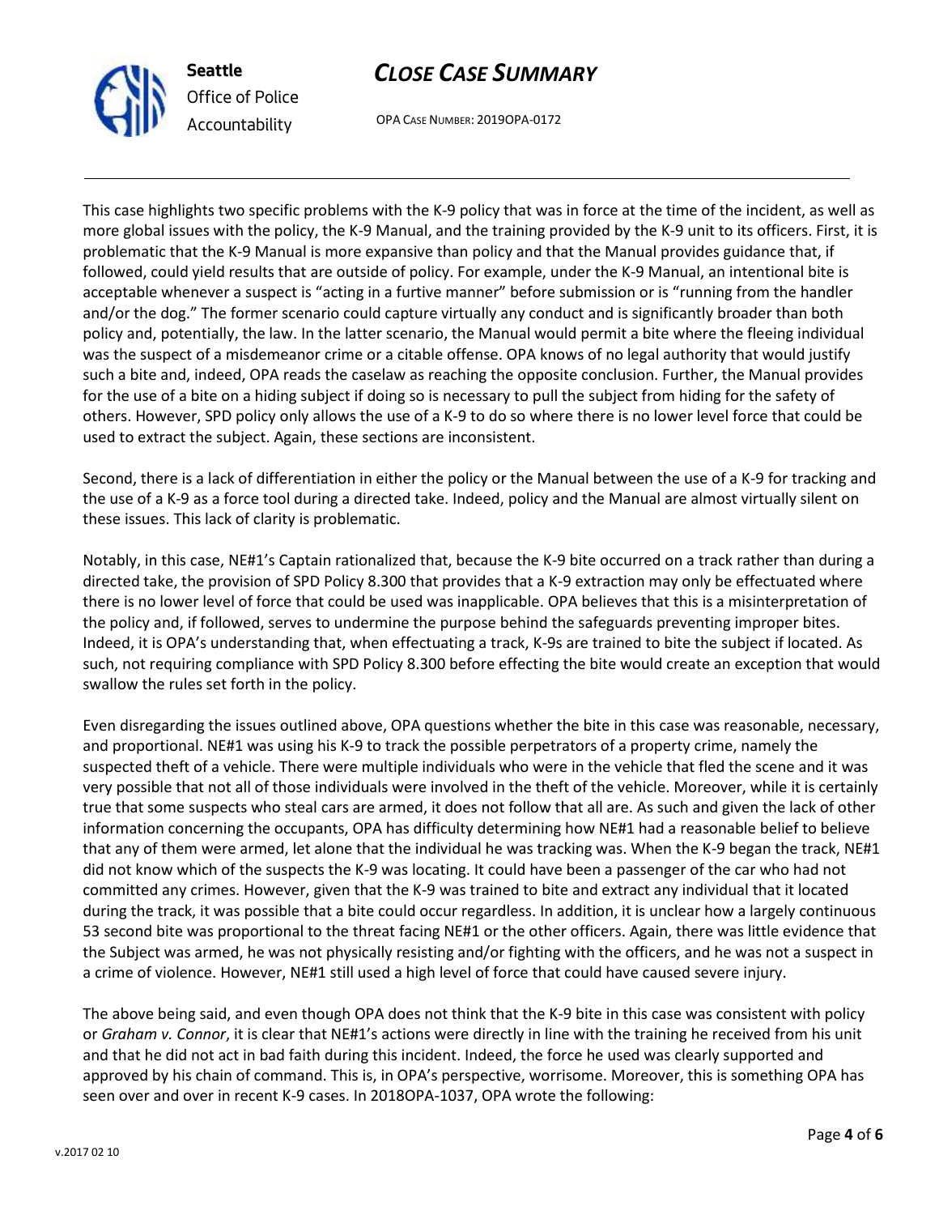This case highlights two specific problems with the K-9 policy that was in force at the time of the incident, as well as more global issues with the policy, the K-9 Manual, and the training provided by the K-9 unit to its officers. First, it is problematic that the K-9 Manual is more expansive than policy and that the Manual provides guidance that, if followed, could yield results that are outside of policy. For example, under the K-9 Manual, an intentional bite is acceptable whenever a suspect is "acting in a furtive manner" before submission or is "running from the handler and/or the dog." The former scenario could capture virtually any conduct and is significantly broader than both policy and, potentially, the law. In the latter scenario, the Manual would permit a bite where the fleeing individual was the suspect of a misdemeanor crime or a citable offense. OPA knows of no legal authority that would justify such a bite and, indeed, OPA reads the caselaw as reaching the opposite conclusion. Further, the Manual provides for the use of a bite on a hiding subject if doing so is necessary to pull the subject from hiding for the safety of others. However, SPD policy only allows the use of a K-9 to do so where there is no lower level force that could be used to extract the subject. Again, these sections are inconsistent.

Second, there is a lack of differentiation in either the policy or the Manual between the use of a K-9 for tracking and the use of a K-9 as a force tool during a directed take. Indeed, policy and the Manual are almost virtually silent on these issues. This lack of clarity is problematic.

Notably, in this case, NE#1's Captain rationalized that, because the K-9 bite occurred on a track rather than during a directed take, the provision of SPD Policy 8.300 that provides that a K-9 extraction may only be effectuated where there is no lower level of force that could be used was inapplicable. OPA believes that this is a misinterpretation of the policy and, if followed, serves to undermine the purpose behind the safeguards preventing improper bites. Indeed, it is OPA's understanding that, when effectuating a track, K-9s are trained to bite the subject if located. As such, not requiring compliance with SPD Policy 8.300 before effecting the bite would create an exception that would swallow the rules set forth in the policy.

Even disregarding the issues outlined above, OPA questions whether the bite in this case was reasonable, necessary, and proportional. NE#1 was using his K-9 to track the possible perpetrators of a property crime, namely the suspected theft of a vehicle. There were multiple individuals who were in the vehicle that fled the scene and it was very possible that not all of those individuals were involved in the theft of the vehicle. Moreover, while it is certainly true that some suspects who steal cars are armed, it does not follow that all are. As such and given the lack of other information concerning the occupants, OPA has difficulty determining how NE#1 had a reasonable belief to believe that any of them were armed, let alone that the individual he was tracking was. When the K-9 began the track, NE#1 did not know which of the suspects the K-9 was locating. It could have been a passenger of the car who had not committed any crimes. However, given that the K-9 was trained to bite and extract any individual that it located during the track, it was possible that a bite could occur regardless. In addition, it is unclear how a largely continuous 53 second bite was proportional to the threat facing NE#1 or the other officers. Again, there was little evidence that the Subject was armed, he was not physically resisting and/or fighting with the officers, and he was not a suspect in a crime of violence. However, NE#1 still used a high level of force that could have caused severe injury.

The above being said, and even though OPA does not think that the K-9 bite in this case was consistent with policy or *Graham v. Connor*, it is clear that NE#1's actions were directly in line with the training he received from his unit and that he did not act in bad faith during this incident. Indeed, the force he used was clearly supported and approved by his chain of command. This is, in OPA's perspective, worrisome. Moreover, this is something OPA has seen over and over in recent K-9 cases. In 2018OPA-1037, OPA wrote the following: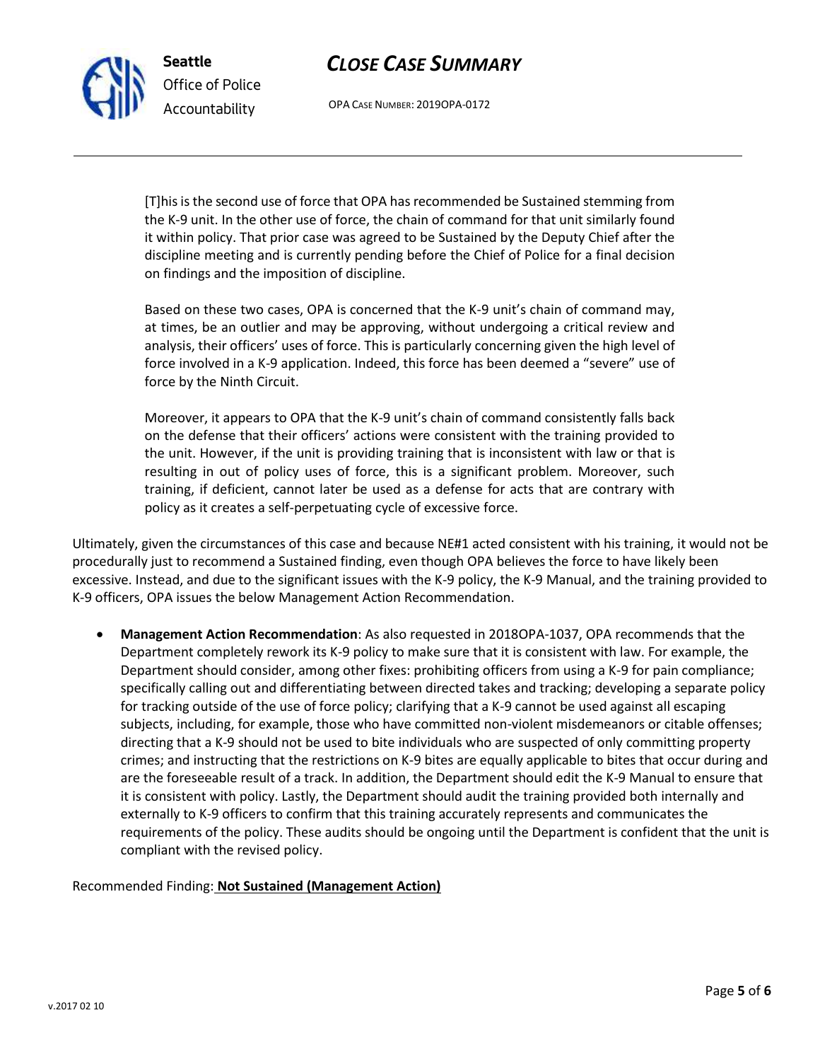> [T]his is the second use of force that OPA has recommended be Sustained stemming from the K-9 unit. In the other use of force, the chain of command for that unit similarly found it within policy. That prior case was agreed to be Sustained by the Deputy Chief after the discipline meeting and is currently pending before the Chief of Police for a final decision on findings and the imposition of discipline.
>
> Based on these two cases, OPA is concerned that the K-9 unit's chain of command may, at times, be an outlier and may be approving, without undergoing a critical review and analysis, their officers' uses of force. This is particularly concerning given the high level of force involved in a K-9 application. Indeed, this force has been deemed a "severe" use of force by the Ninth Circuit.
>
> Moreover, it appears to OPA that the K-9 unit's chain of command consistently falls back on the defense that their officers' actions were consistent with the training provided to the unit. However, if the unit is providing training that is inconsistent with law or that is resulting in out of policy uses of force, this is a significant problem. Moreover, such training, if deficient, cannot later be used as a defense for acts that are contrary with policy as it creates a self-perpetuating cycle of excessive force.

Ultimately, given the circumstances of this case and because NE#1 acted consistent with his training, it would not be procedurally just to recommend a Sustained finding, even though OPA believes the force to have likely been excessive. Instead, and due to the significant issues with the K-9 policy, the K-9 Manual, and the training provided to K-9 officers, OPA issues the below Management Action Recommendation.

- **Management Action Recommendation**: As also requested in 2018OPA-1037, OPA recommends that the Department completely rework its K-9 policy to make sure that it is consistent with law. For example, the Department should consider, among other fixes: prohibiting officers from using a K-9 for pain compliance; specifically calling out and differentiating between directed takes and tracking; developing a separate policy for tracking outside of the use of force policy; clarifying that a K-9 cannot be used against all escaping subjects, including, for example, those who have committed non-violent misdemeanors or citable offenses; directing that a K-9 should not be used to bite individuals who are suspected of only committing property crimes; and instructing that the restrictions on K-9 bites are equally applicable to bites that occur during and are the foreseeable result of a track. In addition, the Department should edit the K-9 Manual to ensure that it is consistent with policy. Lastly, the Department should audit the training provided both internally and externally to K-9 officers to confirm that this training accurately represents and communicates the requirements of the policy. These audits should be ongoing until the Department is confident that the unit is compliant with the revised policy.

Recommended Finding: **Not Sustained (Management Action)**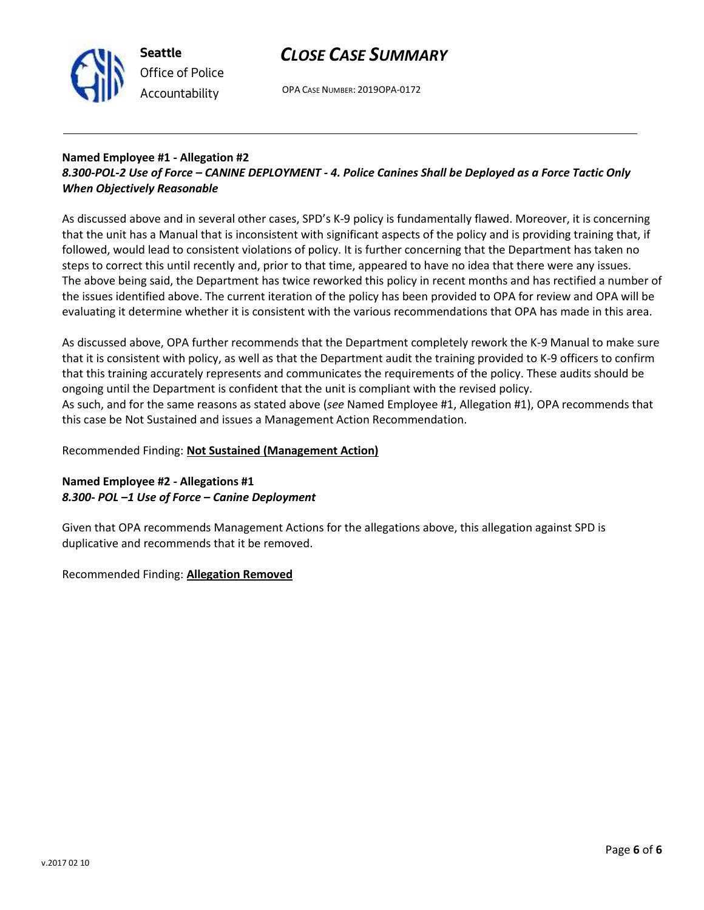**Named Employee #1 - Allegation #2**
***8.300-POL-2 Use of Force – CANINE DEPLOYMENT - 4. Police Canines Shall be Deployed as a Force Tactic Only When Objectively Reasonable***

As discussed above and in several other cases, SPD's K-9 policy is fundamentally flawed. Moreover, it is concerning that the unit has a Manual that is inconsistent with significant aspects of the policy and is providing training that, if followed, would lead to consistent violations of policy. It is further concerning that the Department has taken no steps to correct this until recently and, prior to that time, appeared to have no idea that there were any issues. The above being said, the Department has twice reworked this policy in recent months and has rectified a number of the issues identified above. The current iteration of the policy has been provided to OPA for review and OPA will be evaluating it determine whether it is consistent with the various recommendations that OPA has made in this area.

As discussed above, OPA further recommends that the Department completely rework the K-9 Manual to make sure that it is consistent with policy, as well as that the Department audit the training provided to K-9 officers to confirm that this training accurately represents and communicates the requirements of the policy. These audits should be ongoing until the Department is confident that the unit is compliant with the revised policy.
As such, and for the same reasons as stated above (*see* Named Employee #1, Allegation #1), OPA recommends that this case be Not Sustained and issues a Management Action Recommendation.

Recommended Finding: **Not Sustained (Management Action)**

**Named Employee #2 - Allegations #1**
***8.300- POL –1 Use of Force – Canine Deployment***

Given that OPA recommends Management Actions for the allegations above, this allegation against SPD is duplicative and recommends that it be removed.

Recommended Finding: **Allegation Removed**